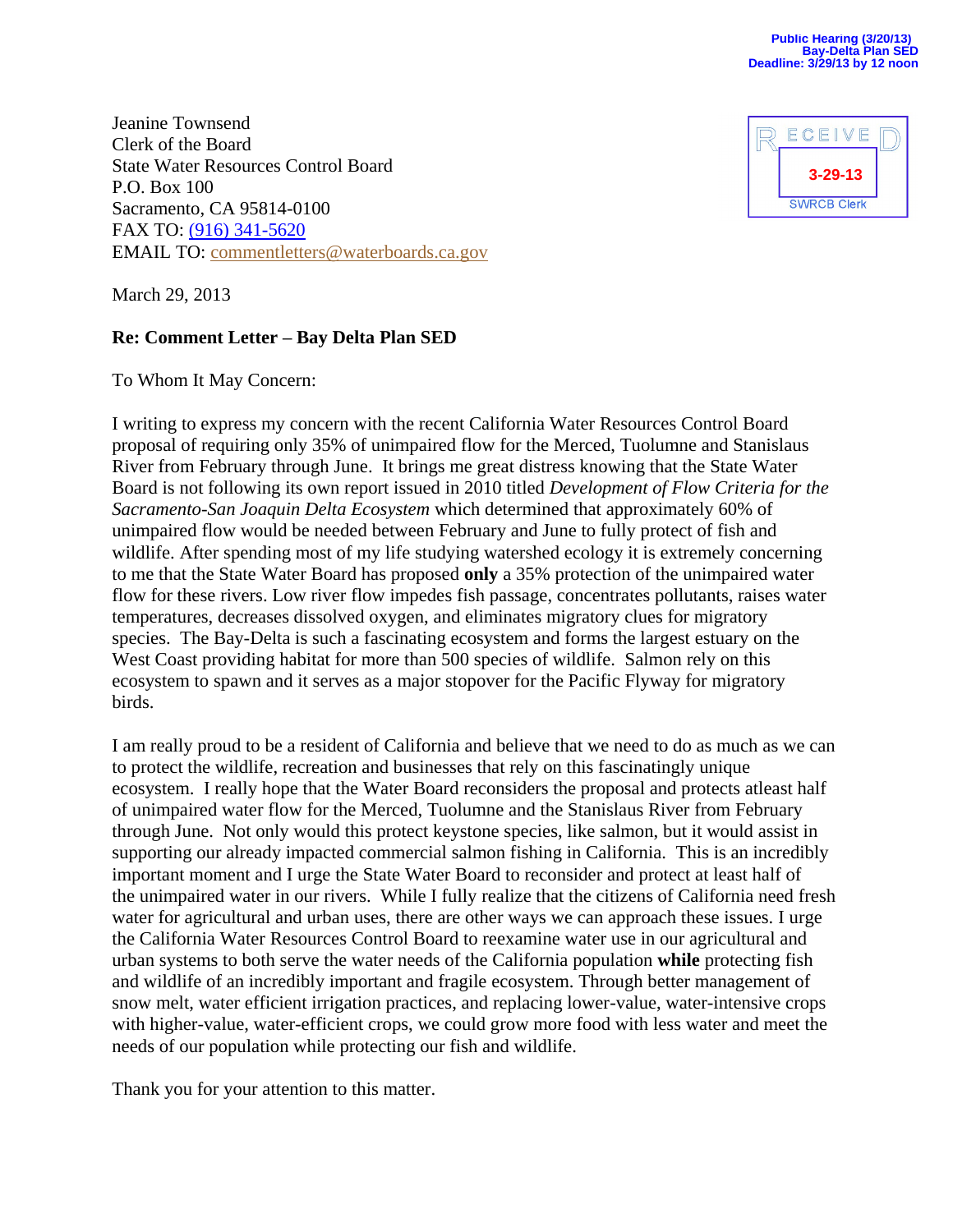Public Hearing (3/20/13)
Bay-Delta Plan SED
Deadline: 3/29/13 by 12 noon

RECEIVED
3-29-13
SWRCB Clerk

Jeanine Townsend
Clerk of the Board
State Water Resources Control Board
P.O. Box 100
Sacramento, CA 95814-0100
FAX TO: (916) 341-5620
EMAIL TO: commentletters@waterboards.ca.gov

March 29, 2013

**Re: Comment Letter – Bay Delta Plan SED**

To Whom It May Concern:

I writing to express my concern with the recent California Water Resources Control Board proposal of requiring only 35% of unimpaired flow for the Merced, Tuolumne and Stanislaus River from February through June. It brings me great distress knowing that the State Water Board is not following its own report issued in 2010 titled *Development of Flow Criteria for the Sacramento-San Joaquin Delta Ecosystem* which determined that approximately 60% of unimpaired flow would be needed between February and June to fully protect of fish and wildlife. After spending most of my life studying watershed ecology it is extremely concerning to me that the State Water Board has proposed **only** a 35% protection of the unimpaired water flow for these rivers. Low river flow impedes fish passage, concentrates pollutants, raises water temperatures, decreases dissolved oxygen, and eliminates migratory clues for migratory species. The Bay-Delta is such a fascinating ecosystem and forms the largest estuary on the West Coast providing habitat for more than 500 species of wildlife. Salmon rely on this ecosystem to spawn and it serves as a major stopover for the Pacific Flyway for migratory birds.

I am really proud to be a resident of California and believe that we need to do as much as we can to protect the wildlife, recreation and businesses that rely on this fascinatingly unique ecosystem. I really hope that the Water Board reconsiders the proposal and protects atleast half of unimpaired water flow for the Merced, Tuolumne and the Stanislaus River from February through June. Not only would this protect keystone species, like salmon, but it would assist in supporting our already impacted commercial salmon fishing in California. This is an incredibly important moment and I urge the State Water Board to reconsider and protect at least half of the unimpaired water in our rivers. While I fully realize that the citizens of California need fresh water for agricultural and urban uses, there are other ways we can approach these issues. I urge the California Water Resources Control Board to reexamine water use in our agricultural and urban systems to both serve the water needs of the California population **while** protecting fish and wildlife of an incredibly important and fragile ecosystem. Through better management of snow melt, water efficient irrigation practices, and replacing lower-value, water-intensive crops with higher-value, water-efficient crops, we could grow more food with less water and meet the needs of our population while protecting our fish and wildlife.

Thank you for your attention to this matter.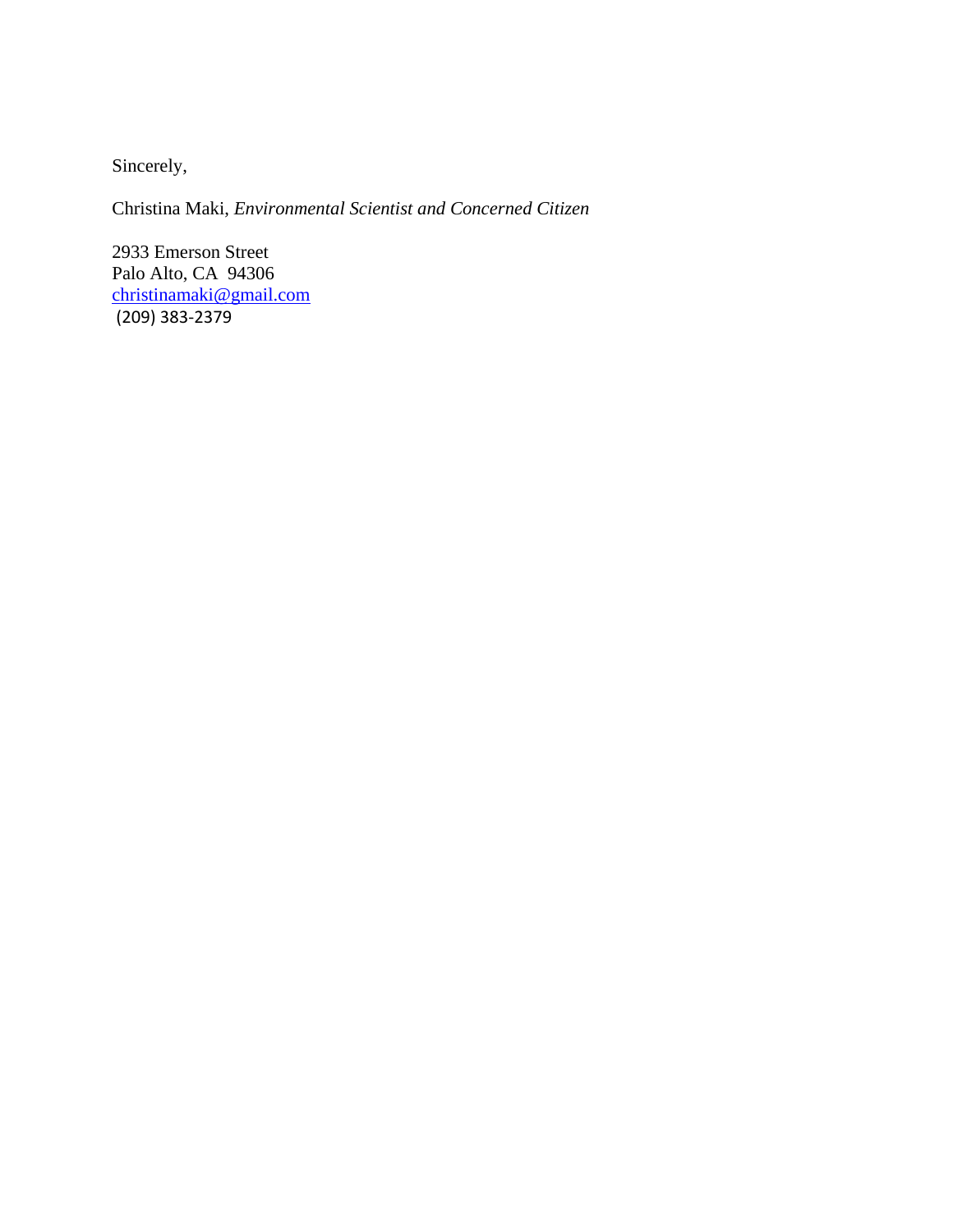Sincerely,

Christina Maki, *Environmental Scientist and Concerned Citizen*

2933 Emerson Street
Palo Alto, CA 94306
christinamaki@gmail.com
(209) 383-2379